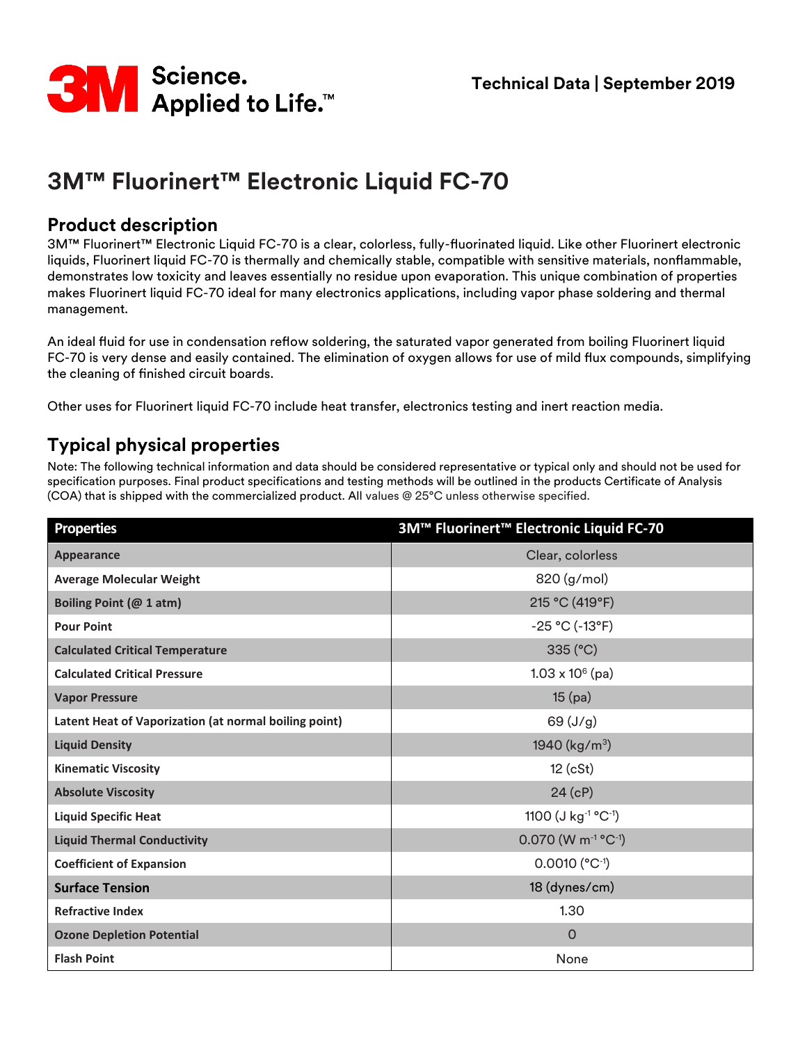Technical Data | September 2019

# 3M™ Fluorinert™ Electronic Liquid FC-70

## Product description

3M™ Fluorinert™ Electronic Liquid FC-70 is a clear, colorless, fully-fluorinated liquid. Like other Fluorinert electronic liquids, Fluorinert liquid FC-70 is thermally and chemically stable, compatible with sensitive materials, nonflammable, demonstrates low toxicity and leaves essentially no residue upon evaporation. This unique combination of properties makes Fluorinert liquid FC-70 ideal for many electronics applications, including vapor phase soldering and thermal management.

An ideal fluid for use in condensation reflow soldering, the saturated vapor generated from boiling Fluorinert liquid FC-70 is very dense and easily contained. The elimination of oxygen allows for use of mild flux compounds, simplifying the cleaning of finished circuit boards.

Other uses for Fluorinert liquid FC-70 include heat transfer, electronics testing and inert reaction media.

## Typical physical properties

Note: The following technical information and data should be considered representative or typical only and should not be used for specification purposes. Final product specifications and testing methods will be outlined in the products Certificate of Analysis (COA) that is shipped with the commercialized product. All values @ 25°C unless otherwise specified.

| Properties | 3M™ Fluorinert™ Electronic Liquid FC-70 |
|---|---|
| Appearance | Clear, colorless |
| Average Molecular Weight | 820 (g/mol) |
| Boiling Point (@ 1 atm) | 215 °C (419°F) |
| Pour Point | -25 °C (-13°F) |
| Calculated Critical Temperature | 335 (°C) |
| Calculated Critical Pressure | $1.03 \times 10^6$ (pa) |
| Vapor Pressure | 15 (pa) |
| Latent Heat of Vaporization (at normal boiling point) | 69 (J/g) |
| Liquid Density | 1940 (kg/m$^3$) |
| Kinematic Viscosity | 12 (cSt) |
| Absolute Viscosity | 24 (cP) |
| Liquid Specific Heat | 1100 (J kg$^{-1}$ °C$^{-1}$) |
| Liquid Thermal Conductivity | 0.070 (W m$^{-1}$ °C$^{-1}$) |
| Coefficient of Expansion | 0.0010 (°C$^{-1}$) |
| Surface Tension | 18 (dynes/cm) |
| Refractive Index | 1.30 |
| Ozone Depletion Potential | 0 |
| Flash Point | None |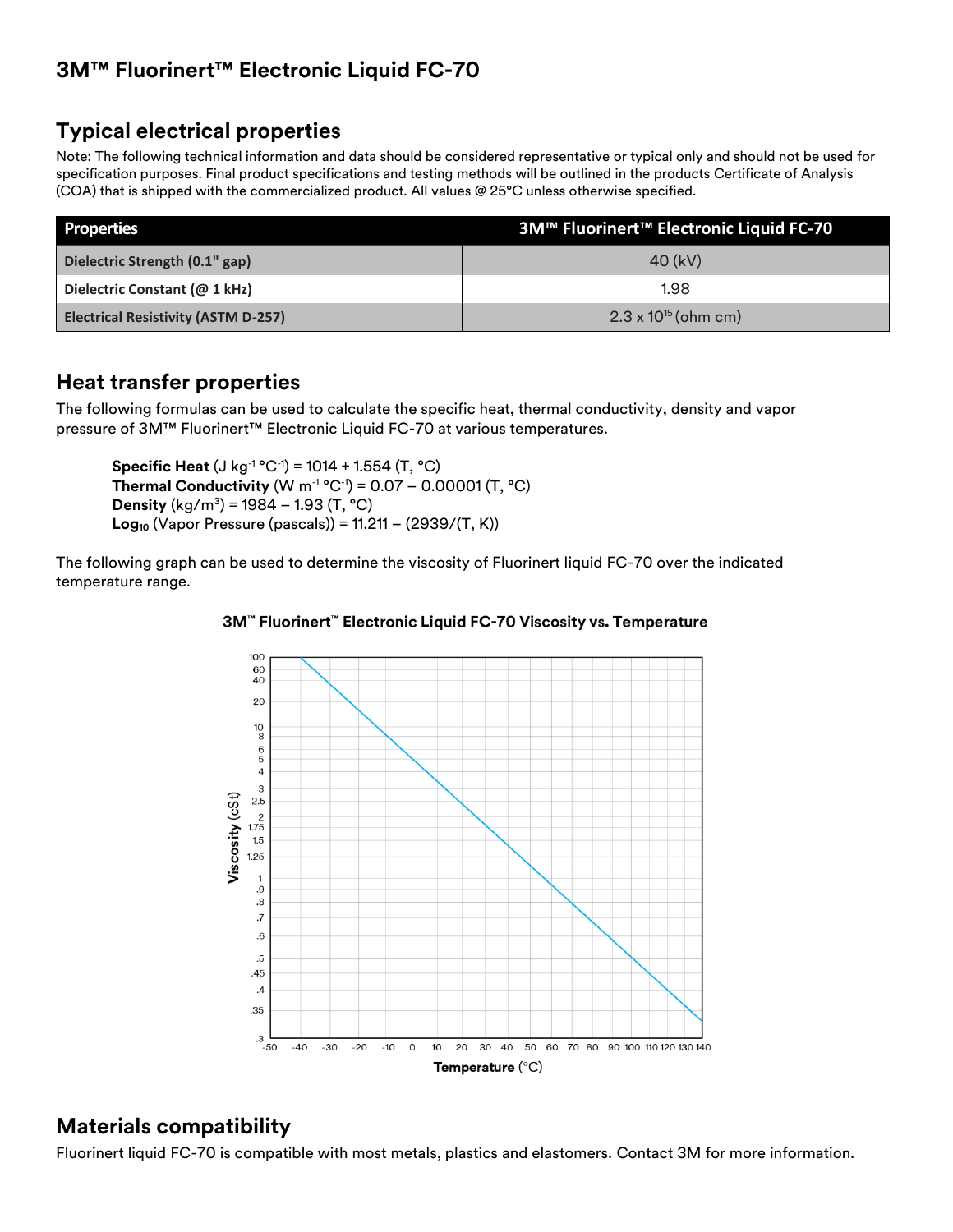# 3M™ Fluorinert™ Electronic Liquid FC-70

## Typical electrical properties

Note: The following technical information and data should be considered representative or typical only and should not be used for specification purposes. Final product specifications and testing methods will be outlined in the products Certificate of Analysis (COA) that is shipped with the commercialized product. All values @ 25°C unless otherwise specified.

| Properties | 3M™ Fluorinert™ Electronic Liquid FC-70 |
|---|---|
| Dielectric Strength (0.1" gap) | 40 (kV) |
| Dielectric Constant (@ 1 kHz) | 1.98 |
| Electrical Resistivity (ASTM D-257) | $2.3 \times 10^{15}$ (ohm cm) |

## Heat transfer properties

The following formulas can be used to calculate the specific heat, thermal conductivity, density and vapor pressure of 3M™ Fluorinert™ Electronic Liquid FC-70 at various temperatures.

**Specific Heat** ($J\ kg^{-1}\ °C^{-1}$) = 1014 + 1.554 (T, °C)
**Thermal Conductivity** ($W\ m^{-1}\ °C^{-1}$) = 0.07 – 0.00001 (T, °C)
**Density** ($kg/m^3$) = 1984 – 1.93 (T, °C)
**$Log_{10}$** (Vapor Pressure (pascals)) = 11.211 – (2939/(T, K))

The following graph can be used to determine the viscosity of Fluorinert liquid FC-70 over the indicated temperature range.

3M™ Fluorinert™ Electronic Liquid FC-70 Viscosity vs. Temperature

## Materials compatibility

Fluorinert liquid FC-70 is compatible with most metals, plastics and elastomers. Contact 3M for more information.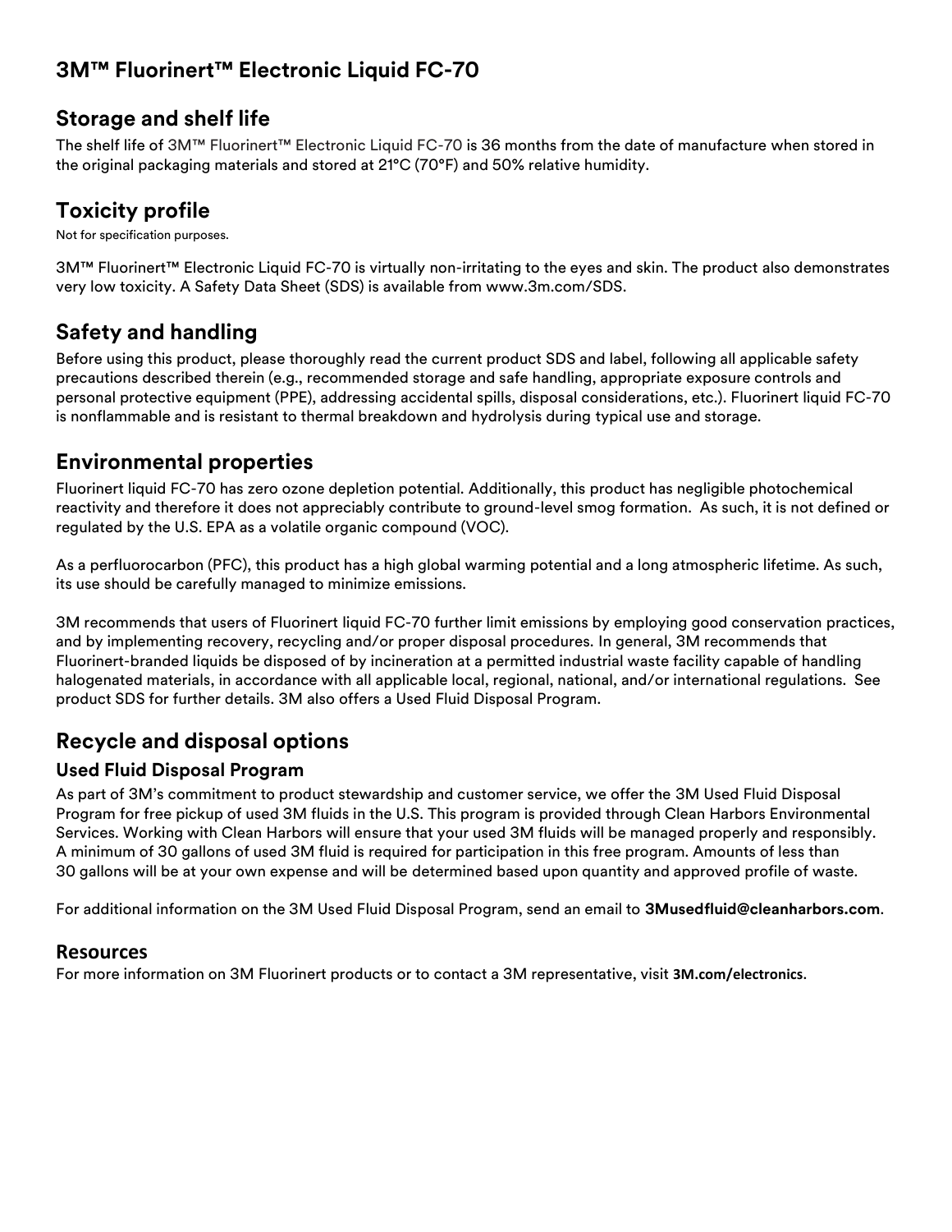## 3M™ Fluorinert™ Electronic Liquid FC-70

## Storage and shelf life

The shelf life of 3M™ Fluorinert™ Electronic Liquid FC-70 is 36 months from the date of manufacture when stored in the original packaging materials and stored at 21°C (70°F) and 50% relative humidity.

## Toxicity profile

Not for specification purposes.

3M™ Fluorinert™ Electronic Liquid FC-70 is virtually non-irritating to the eyes and skin. The product also demonstrates very low toxicity. A Safety Data Sheet (SDS) is available from www.3m.com/SDS.

## Safety and handling

Before using this product, please thoroughly read the current product SDS and label, following all applicable safety precautions described therein (e.g., recommended storage and safe handling, appropriate exposure controls and personal protective equipment (PPE), addressing accidental spills, disposal considerations, etc.). Fluorinert liquid FC-70 is nonflammable and is resistant to thermal breakdown and hydrolysis during typical use and storage.

## Environmental properties

Fluorinert liquid FC-70 has zero ozone depletion potential. Additionally, this product has negligible photochemical reactivity and therefore it does not appreciably contribute to ground-level smog formation. As such, it is not defined or regulated by the U.S. EPA as a volatile organic compound (VOC).

As a perfluorocarbon (PFC), this product has a high global warming potential and a long atmospheric lifetime. As such, its use should be carefully managed to minimize emissions.

3M recommends that users of Fluorinert liquid FC-70 further limit emissions by employing good conservation practices, and by implementing recovery, recycling and/or proper disposal procedures. In general, 3M recommends that Fluorinert-branded liquids be disposed of by incineration at a permitted industrial waste facility capable of handling halogenated materials, in accordance with all applicable local, regional, national, and/or international regulations. See product SDS for further details. 3M also offers a Used Fluid Disposal Program.

## Recycle and disposal options

### Used Fluid Disposal Program

As part of 3M's commitment to product stewardship and customer service, we offer the 3M Used Fluid Disposal Program for free pickup of used 3M fluids in the U.S. This program is provided through Clean Harbors Environmental Services. Working with Clean Harbors will ensure that your used 3M fluids will be managed properly and responsibly. A minimum of 30 gallons of used 3M fluid is required for participation in this free program. Amounts of less than 30 gallons will be at your own expense and will be determined based upon quantity and approved profile of waste.

For additional information on the 3M Used Fluid Disposal Program, send an email to **3Musedfluid@cleanharbors.com**.

### Resources

For more information on 3M Fluorinert products or to contact a 3M representative, visit **3M.com/electronics**.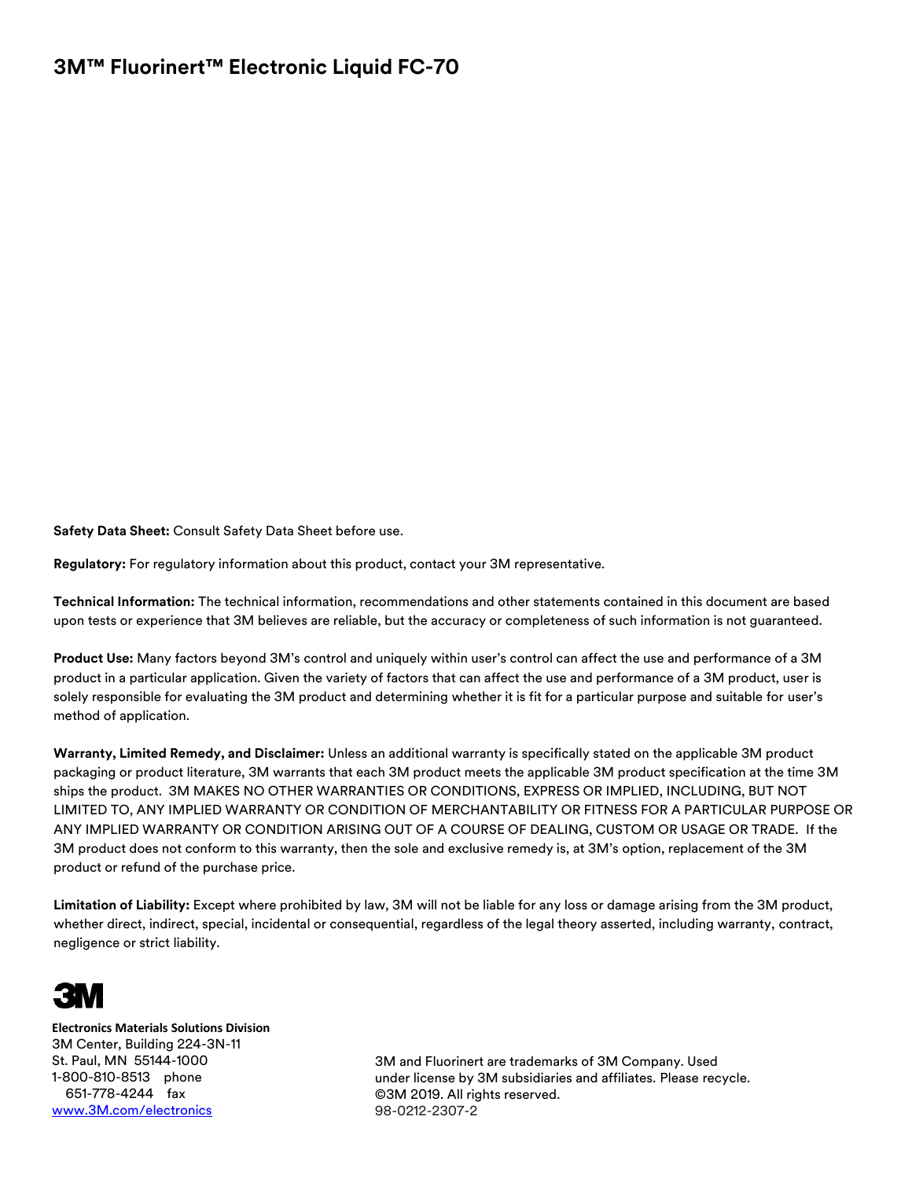# 3M™ Fluorinert™ Electronic Liquid FC-70

**Safety Data Sheet:** Consult Safety Data Sheet before use.

**Regulatory:** For regulatory information about this product, contact your 3M representative.

**Technical Information:** The technical information, recommendations and other statements contained in this document are based upon tests or experience that 3M believes are reliable, but the accuracy or completeness of such information is not guaranteed.

**Product Use:** Many factors beyond 3M's control and uniquely within user's control can affect the use and performance of a 3M product in a particular application. Given the variety of factors that can affect the use and performance of a 3M product, user is solely responsible for evaluating the 3M product and determining whether it is fit for a particular purpose and suitable for user's method of application.

**Warranty, Limited Remedy, and Disclaimer:** Unless an additional warranty is specifically stated on the applicable 3M product packaging or product literature, 3M warrants that each 3M product meets the applicable 3M product specification at the time 3M ships the product. 3M MAKES NO OTHER WARRANTIES OR CONDITIONS, EXPRESS OR IMPLIED, INCLUDING, BUT NOT LIMITED TO, ANY IMPLIED WARRANTY OR CONDITION OF MERCHANTABILITY OR FITNESS FOR A PARTICULAR PURPOSE OR ANY IMPLIED WARRANTY OR CONDITION ARISING OUT OF A COURSE OF DEALING, CUSTOM OR USAGE OR TRADE. If the 3M product does not conform to this warranty, then the sole and exclusive remedy is, at 3M's option, replacement of the 3M product or refund of the purchase price.

**Limitation of Liability:** Except where prohibited by law, 3M will not be liable for any loss or damage arising from the 3M product, whether direct, indirect, special, incidental or consequential, regardless of the legal theory asserted, including warranty, contract, negligence or strict liability.

3M

**Electronics Materials Solutions Division**
3M Center, Building 224-3N-11
St. Paul, MN 55144-1000
1-800-810-8513 phone
651-778-4244 fax
www.3M.com/electronics

3M and Fluorinert are trademarks of 3M Company. Used under license by 3M subsidiaries and affiliates. Please recycle.
©3M 2019. All rights reserved.
98-0212-2307-2